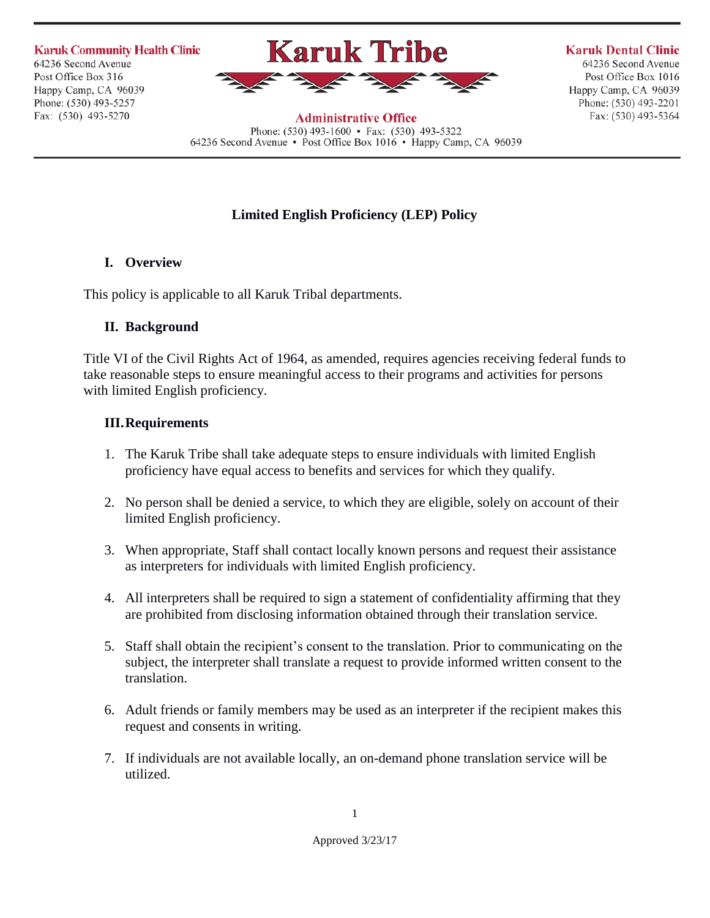Karuk Community Health Clinic
64236 Second Avenue
Post Office Box 316
Happy Camp, CA 96039
Phone: (530) 493-5257
Fax: (530) 493-5270

# Karuk Tribe

Administrative Office
Phone: (530) 493-1600 • Fax: (530) 493-5322
64236 Second Avenue • Post Office Box 1016 • Happy Camp, CA 96039

Karuk Dental Clinic
64236 Second Avenue
Post Office Box 1016
Happy Camp, CA 96039
Phone: (530) 493-2201
Fax: (530) 493-5364

## Limited English Proficiency (LEP) Policy

### I. Overview

This policy is applicable to all Karuk Tribal departments.

### II. Background

Title VI of the Civil Rights Act of 1964, as amended, requires agencies receiving federal funds to take reasonable steps to ensure meaningful access to their programs and activities for persons with limited English proficiency.

### III. Requirements

1. The Karuk Tribe shall take adequate steps to ensure individuals with limited English proficiency have equal access to benefits and services for which they qualify.

2. No person shall be denied a service, to which they are eligible, solely on account of their limited English proficiency.

3. When appropriate, Staff shall contact locally known persons and request their assistance as interpreters for individuals with limited English proficiency.

4. All interpreters shall be required to sign a statement of confidentiality affirming that they are prohibited from disclosing information obtained through their translation service.

5. Staff shall obtain the recipient's consent to the translation. Prior to communicating on the subject, the interpreter shall translate a request to provide informed written consent to the translation.

6. Adult friends or family members may be used as an interpreter if the recipient makes this request and consents in writing.

7. If individuals are not available locally, an on-demand phone translation service will be utilized.

Approved 3/23/17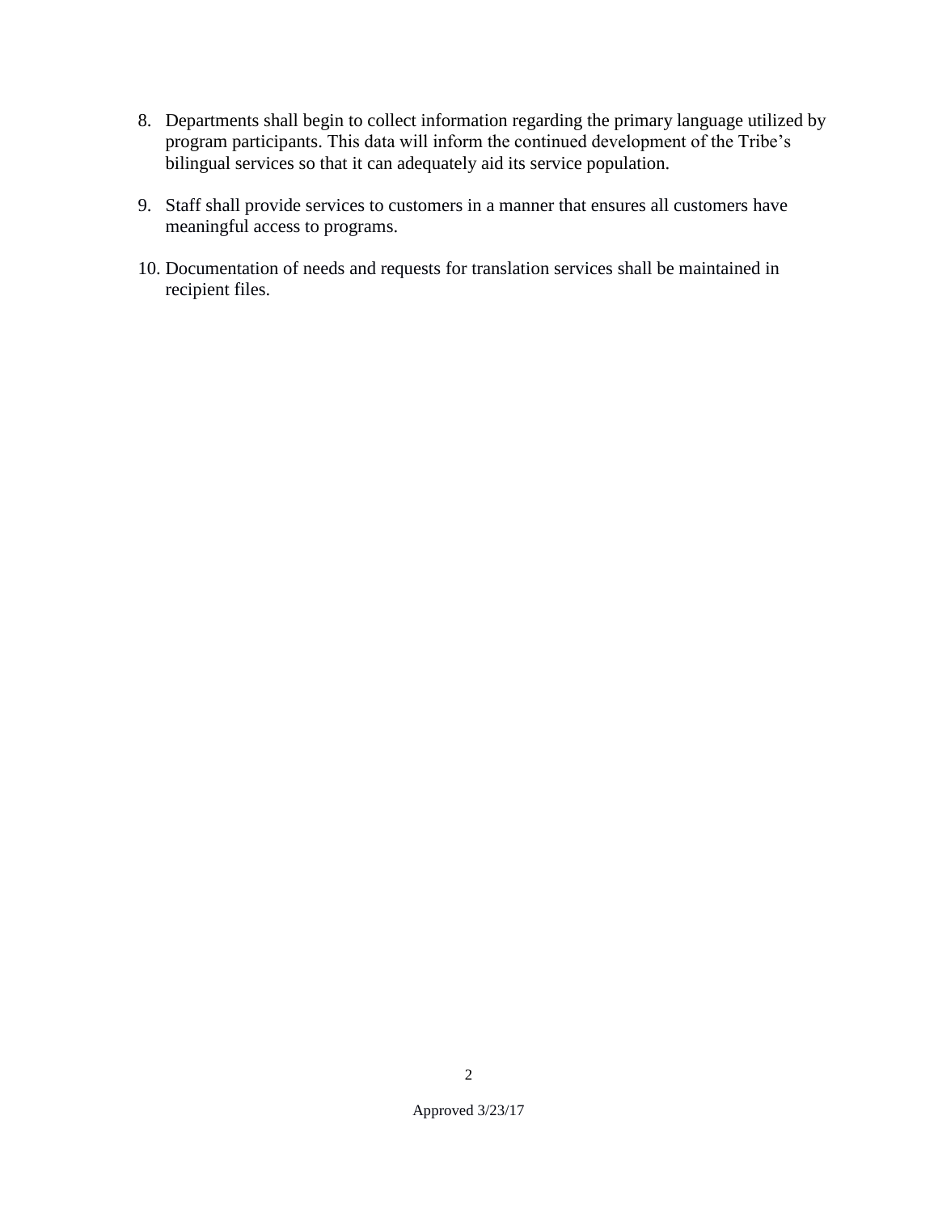8. Departments shall begin to collect information regarding the primary language utilized by program participants. This data will inform the continued development of the Tribe's bilingual services so that it can adequately aid its service population.

9. Staff shall provide services to customers in a manner that ensures all customers have meaningful access to programs.

10. Documentation of needs and requests for translation services shall be maintained in recipient files.

Approved 3/23/17